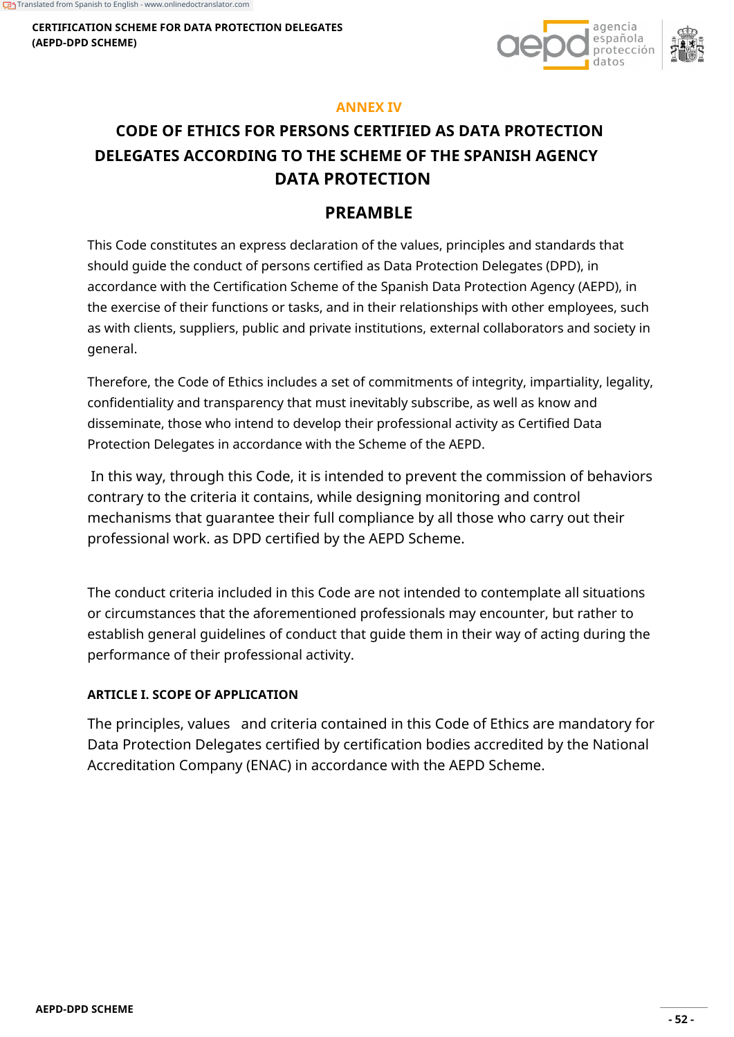## ANNEX IV

# CODE OF ETHICS FOR PERSONS CERTIFIED AS DATA PROTECTION DELEGATES ACCORDING TO THE SCHEME OF THE SPANISH AGENCY DATA PROTECTION

## PREAMBLE

This Code constitutes an express declaration of the values, principles and standards that should guide the conduct of persons certified as Data Protection Delegates (DPD), in accordance with the Certification Scheme of the Spanish Data Protection Agency (AEPD), in the exercise of their functions or tasks, and in their relationships with other employees, such as with clients, suppliers, public and private institutions, external collaborators and society in general.

Therefore, the Code of Ethics includes a set of commitments of integrity, impartiality, legality, confidentiality and transparency that must inevitably subscribe, as well as know and disseminate, those who intend to develop their professional activity as Certified Data Protection Delegates in accordance with the Scheme of the AEPD.

In this way, through this Code, it is intended to prevent the commission of behaviors contrary to the criteria it contains, while designing monitoring and control mechanisms that guarantee their full compliance by all those who carry out their professional work. as DPD certified by the AEPD Scheme.

The conduct criteria included in this Code are not intended to contemplate all situations or circumstances that the aforementioned professionals may encounter, but rather to establish general guidelines of conduct that guide them in their way of acting during the performance of their professional activity.

### ARTICLE I. SCOPE OF APPLICATION

The principles, values and criteria contained in this Code of Ethics are mandatory for Data Protection Delegates certified by certification bodies accredited by the National Accreditation Company (ENAC) in accordance with the AEPD Scheme.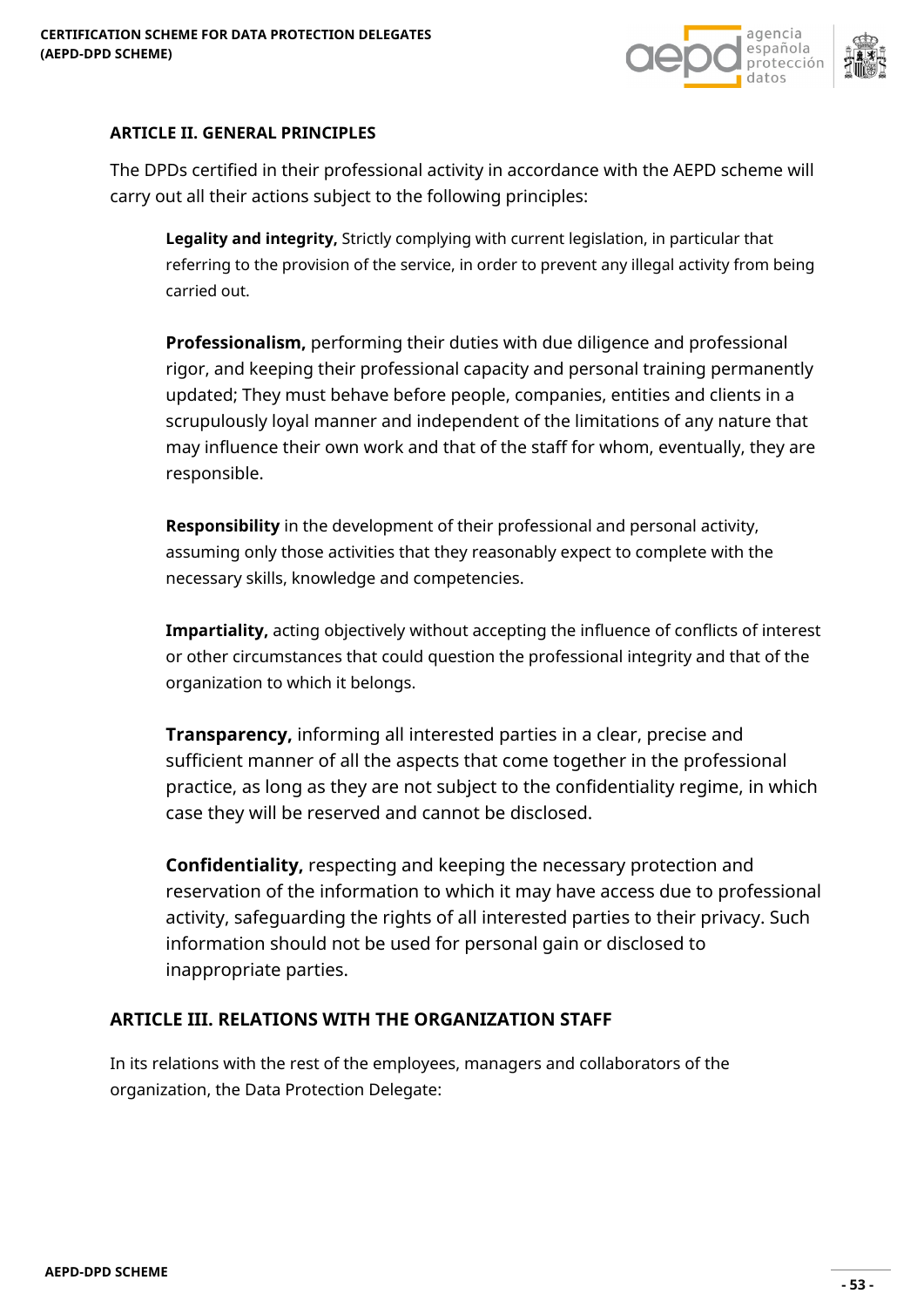## ARTICLE II. GENERAL PRINCIPLES

The DPDs certified in their professional activity in accordance with the AEPD scheme will carry out all their actions subject to the following principles:

**Legality and integrity,** Strictly complying with current legislation, in particular that referring to the provision of the service, in order to prevent any illegal activity from being carried out.

**Professionalism,** performing their duties with due diligence and professional rigor, and keeping their professional capacity and personal training permanently updated; They must behave before people, companies, entities and clients in a scrupulously loyal manner and independent of the limitations of any nature that may influence their own work and that of the staff for whom, eventually, they are responsible.

**Responsibility** in the development of their professional and personal activity, assuming only those activities that they reasonably expect to complete with the necessary skills, knowledge and competencies.

**Impartiality,** acting objectively without accepting the influence of conflicts of interest or other circumstances that could question the professional integrity and that of the organization to which it belongs.

**Transparency,** informing all interested parties in a clear, precise and sufficient manner of all the aspects that come together in the professional practice, as long as they are not subject to the confidentiality regime, in which case they will be reserved and cannot be disclosed.

**Confidentiality,** respecting and keeping the necessary protection and reservation of the information to which it may have access due to professional activity, safeguarding the rights of all interested parties to their privacy. Such information should not be used for personal gain or disclosed to inappropriate parties.

## ARTICLE III. RELATIONS WITH THE ORGANIZATION STAFF

In its relations with the rest of the employees, managers and collaborators of the organization, the Data Protection Delegate: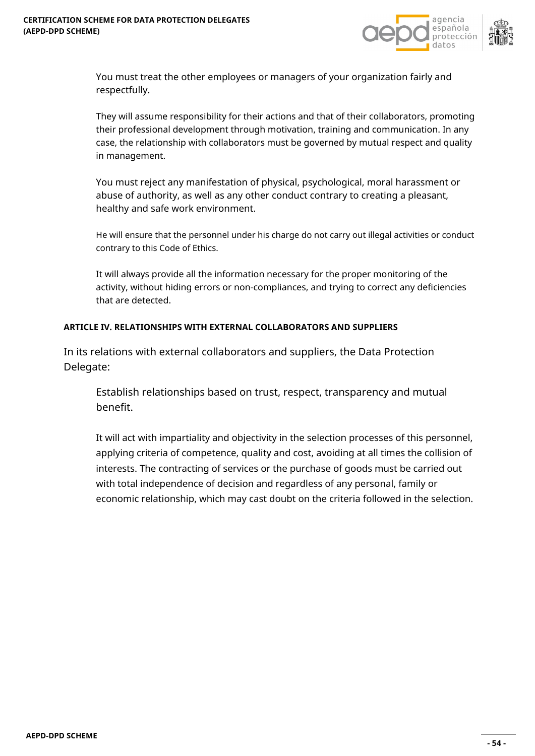You must treat the other employees or managers of your organization fairly and respectfully.

They will assume responsibility for their actions and that of their collaborators, promoting their professional development through motivation, training and communication. In any case, the relationship with collaborators must be governed by mutual respect and quality in management.

You must reject any manifestation of physical, psychological, moral harassment or abuse of authority, as well as any other conduct contrary to creating a pleasant, healthy and safe work environment.

He will ensure that the personnel under his charge do not carry out illegal activities or conduct contrary to this Code of Ethics.

It will always provide all the information necessary for the proper monitoring of the activity, without hiding errors or non-compliances, and trying to correct any deficiencies that are detected.

#### ARTICLE IV. RELATIONSHIPS WITH EXTERNAL COLLABORATORS AND SUPPLIERS

In its relations with external collaborators and suppliers, the Data Protection Delegate:

Establish relationships based on trust, respect, transparency and mutual benefit.

It will act with impartiality and objectivity in the selection processes of this personnel, applying criteria of competence, quality and cost, avoiding at all times the collision of interests. The contracting of services or the purchase of goods must be carried out with total independence of decision and regardless of any personal, family or economic relationship, which may cast doubt on the criteria followed in the selection.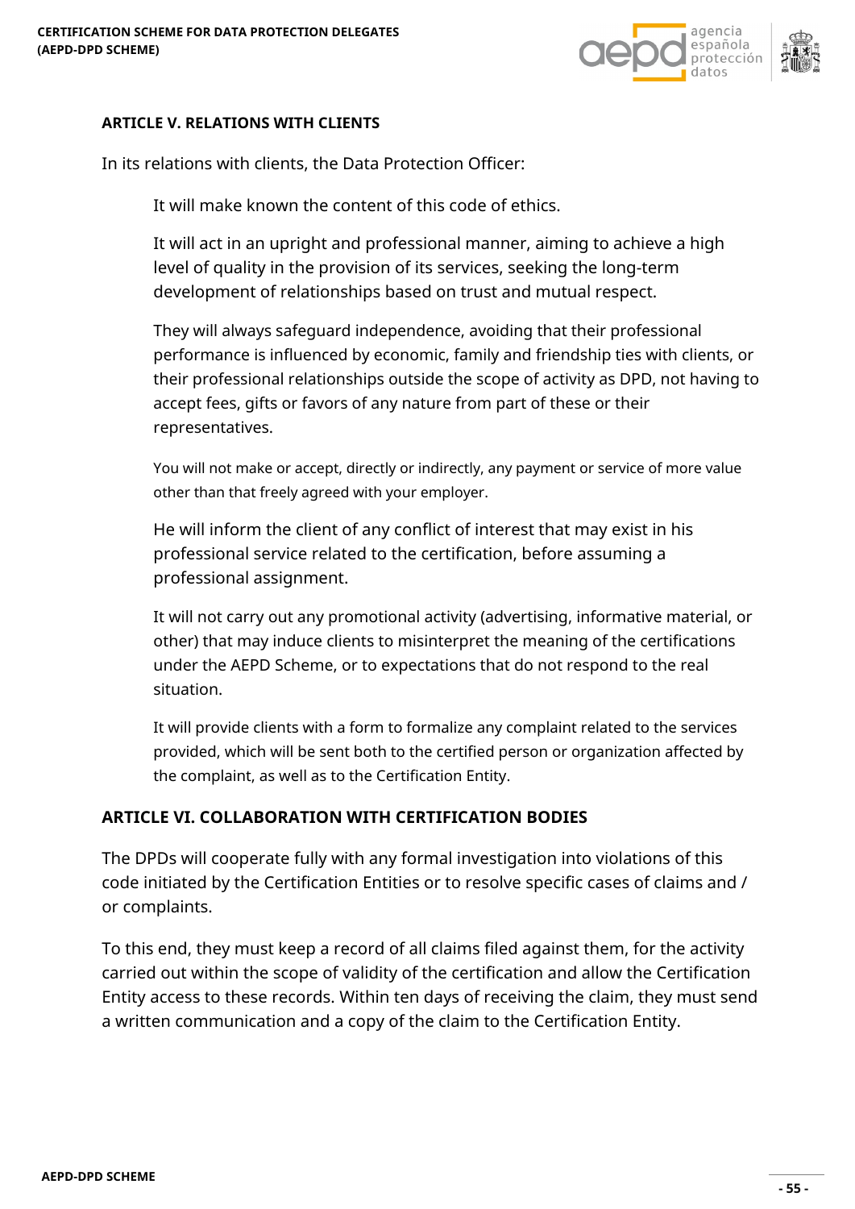### ARTICLE V. RELATIONS WITH CLIENTS

In its relations with clients, the Data Protection Officer:

It will make known the content of this code of ethics.

It will act in an upright and professional manner, aiming to achieve a high level of quality in the provision of its services, seeking the long-term development of relationships based on trust and mutual respect.

They will always safeguard independence, avoiding that their professional performance is influenced by economic, family and friendship ties with clients, or their professional relationships outside the scope of activity as DPD, not having to accept fees, gifts or favors of any nature from part of these or their representatives.

You will not make or accept, directly or indirectly, any payment or service of more value other than that freely agreed with your employer.

He will inform the client of any conflict of interest that may exist in his professional service related to the certification, before assuming a professional assignment.

It will not carry out any promotional activity (advertising, informative material, or other) that may induce clients to misinterpret the meaning of the certifications under the AEPD Scheme, or to expectations that do not respond to the real situation.

It will provide clients with a form to formalize any complaint related to the services provided, which will be sent both to the certified person or organization affected by the complaint, as well as to the Certification Entity.

### ARTICLE VI. COLLABORATION WITH CERTIFICATION BODIES

The DPDs will cooperate fully with any formal investigation into violations of this code initiated by the Certification Entities or to resolve specific cases of claims and / or complaints.

To this end, they must keep a record of all claims filed against them, for the activity carried out within the scope of validity of the certification and allow the Certification Entity access to these records. Within ten days of receiving the claim, they must send a written communication and a copy of the claim to the Certification Entity.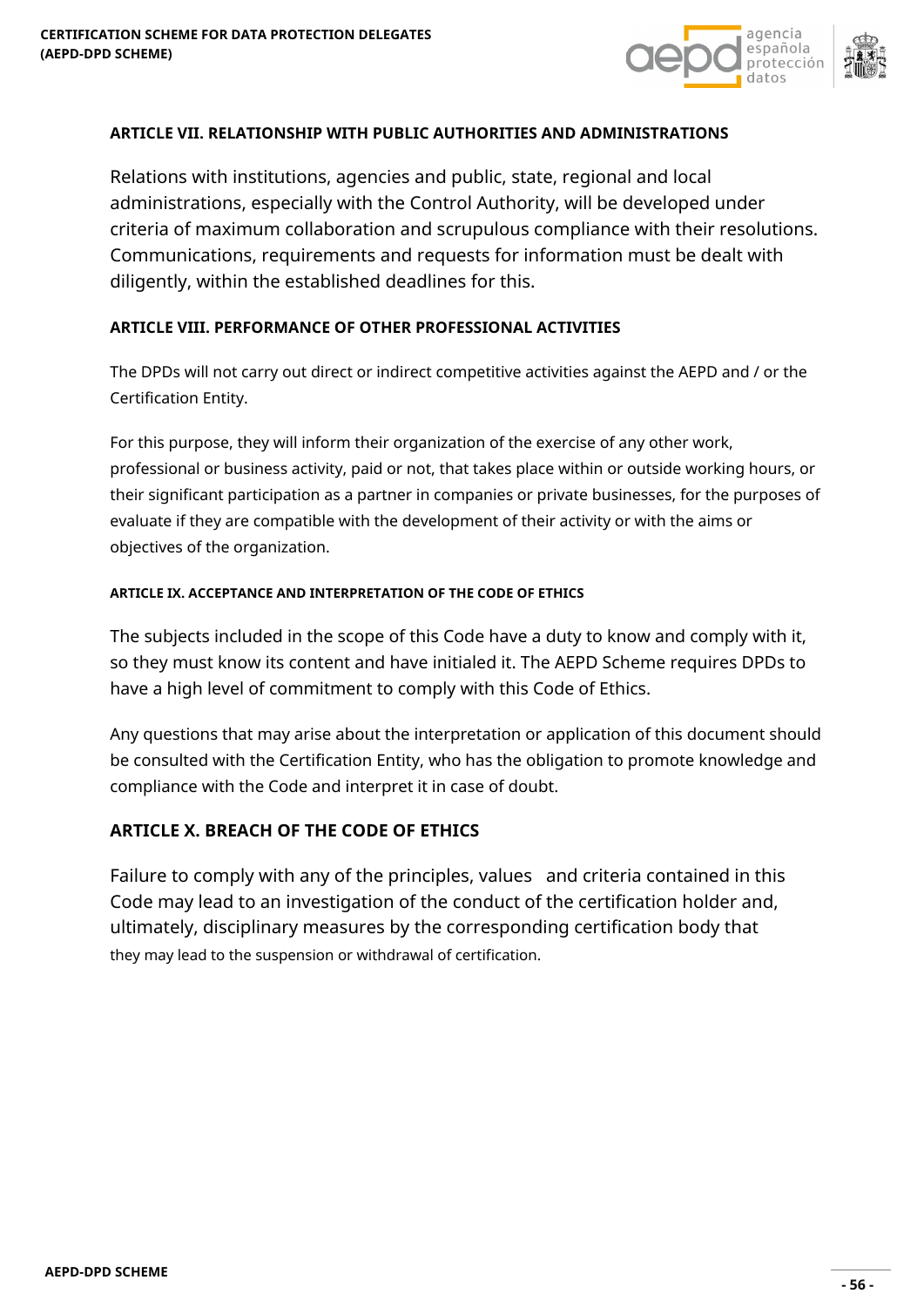### ARTICLE VII. RELATIONSHIP WITH PUBLIC AUTHORITIES AND ADMINISTRATIONS

Relations with institutions, agencies and public, state, regional and local administrations, especially with the Control Authority, will be developed under criteria of maximum collaboration and scrupulous compliance with their resolutions. Communications, requirements and requests for information must be dealt with diligently, within the established deadlines for this.

### ARTICLE VIII. PERFORMANCE OF OTHER PROFESSIONAL ACTIVITIES

The DPDs will not carry out direct or indirect competitive activities against the AEPD and / or the Certification Entity.

For this purpose, they will inform their organization of the exercise of any other work, professional or business activity, paid or not, that takes place within or outside working hours, or their significant participation as a partner in companies or private businesses, for the purposes of evaluate if they are compatible with the development of their activity or with the aims or objectives of the organization.

### ARTICLE IX. ACCEPTANCE AND INTERPRETATION OF THE CODE OF ETHICS

The subjects included in the scope of this Code have a duty to know and comply with it, so they must know its content and have initialed it. The AEPD Scheme requires DPDs to have a high level of commitment to comply with this Code of Ethics.

Any questions that may arise about the interpretation or application of this document should be consulted with the Certification Entity, who has the obligation to promote knowledge and compliance with the Code and interpret it in case of doubt.

### ARTICLE X. BREACH OF THE CODE OF ETHICS

Failure to comply with any of the principles, values and criteria contained in this Code may lead to an investigation of the conduct of the certification holder and, ultimately, disciplinary measures by the corresponding certification body that they may lead to the suspension or withdrawal of certification.